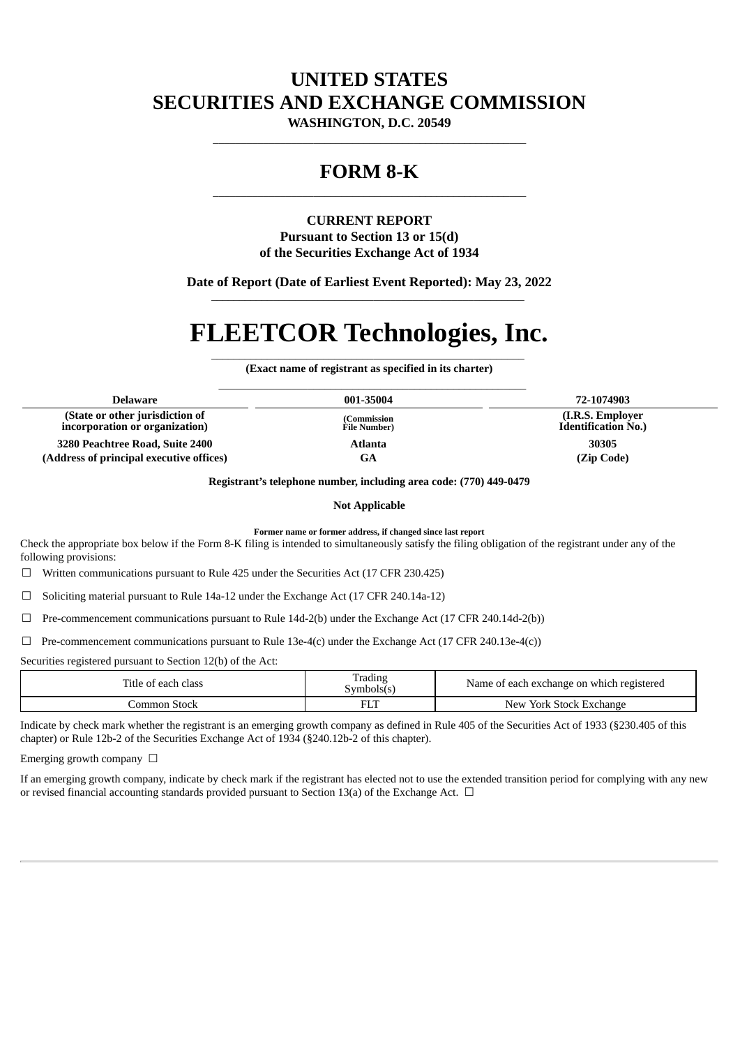# UNITED STATES
# SECURITIES AND EXCHANGE COMMISSION

**WASHINGTON, D.C. 20549**

## FORM 8-K

**CURRENT REPORT**
**Pursuant to Section 13 or 15(d)**
**of the Securities Exchange Act of 1934**

**Date of Report (Date of Earliest Event Reported): May 23, 2022**

# FLEETCOR Technologies, Inc.

**(Exact name of registrant as specified in its charter)**

| Delaware | 001-35004 | 72-1074903 |
|---|---|---|
| (State or other jurisdiction of incorporation or organization) | (Commission File Number) | (I.R.S. Employer Identification No.) |
| 3280 Peachtree Road, Suite 2400 | Atlanta | 30305 |
| (Address of principal executive offices) | GA | (Zip Code) |

**Registrant's telephone number, including area code: (770) 449-0479**

**Not Applicable**

**Former name or former address, if changed since last report**

Check the appropriate box below if the Form 8-K filing is intended to simultaneously satisfy the filing obligation of the registrant under any of the following provisions:

☐ Written communications pursuant to Rule 425 under the Securities Act (17 CFR 230.425)

☐ Soliciting material pursuant to Rule 14a-12 under the Exchange Act (17 CFR 240.14a-12)

☐ Pre-commencement communications pursuant to Rule 14d-2(b) under the Exchange Act (17 CFR 240.14d-2(b))

☐ Pre-commencement communications pursuant to Rule 13e-4(c) under the Exchange Act (17 CFR 240.13e-4(c))

Securities registered pursuant to Section 12(b) of the Act:

| Title of each class | Trading Symbols(s) | Name of each exchange on which registered |
|---|---|---|
| Common Stock | FLT | New York Stock Exchange |

Indicate by check mark whether the registrant is an emerging growth company as defined in Rule 405 of the Securities Act of 1933 (§230.405 of this chapter) or Rule 12b-2 of the Securities Exchange Act of 1934 (§240.12b-2 of this chapter).

Emerging growth company ☐

If an emerging growth company, indicate by check mark if the registrant has elected not to use the extended transition period for complying with any new or revised financial accounting standards provided pursuant to Section 13(a) of the Exchange Act. ☐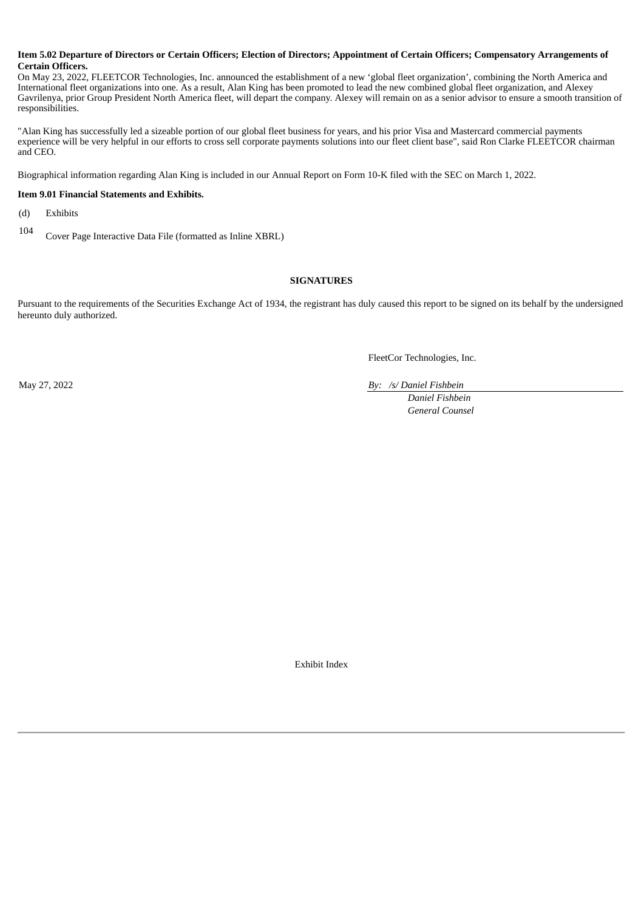**Item 5.02 Departure of Directors or Certain Officers; Election of Directors; Appointment of Certain Officers; Compensatory Arrangements of Certain Officers.**

On May 23, 2022, FLEETCOR Technologies, Inc. announced the establishment of a new 'global fleet organization', combining the North America and International fleet organizations into one. As a result, Alan King has been promoted to lead the new combined global fleet organization, and Alexey Gavrilenya, prior Group President North America fleet, will depart the company. Alexey will remain on as a senior advisor to ensure a smooth transition of responsibilities.

"Alan King has successfully led a sizeable portion of our global fleet business for years, and his prior Visa and Mastercard commercial payments experience will be very helpful in our efforts to cross sell corporate payments solutions into our fleet client base", said Ron Clarke FLEETCOR chairman and CEO.

Biographical information regarding Alan King is included in our Annual Report on Form 10-K filed with the SEC on March 1, 2022.

**Item 9.01 Financial Statements and Exhibits.**

(d) Exhibits

104 Cover Page Interactive Data File (formatted as Inline XBRL)

**SIGNATURES**

Pursuant to the requirements of the Securities Exchange Act of 1934, the registrant has duly caused this report to be signed on its behalf by the undersigned hereunto duly authorized.

FleetCor Technologies, Inc.

May 27, 2022

*By: /s/ Daniel Fishbein*

*Daniel Fishbein*

*General Counsel*

Exhibit Index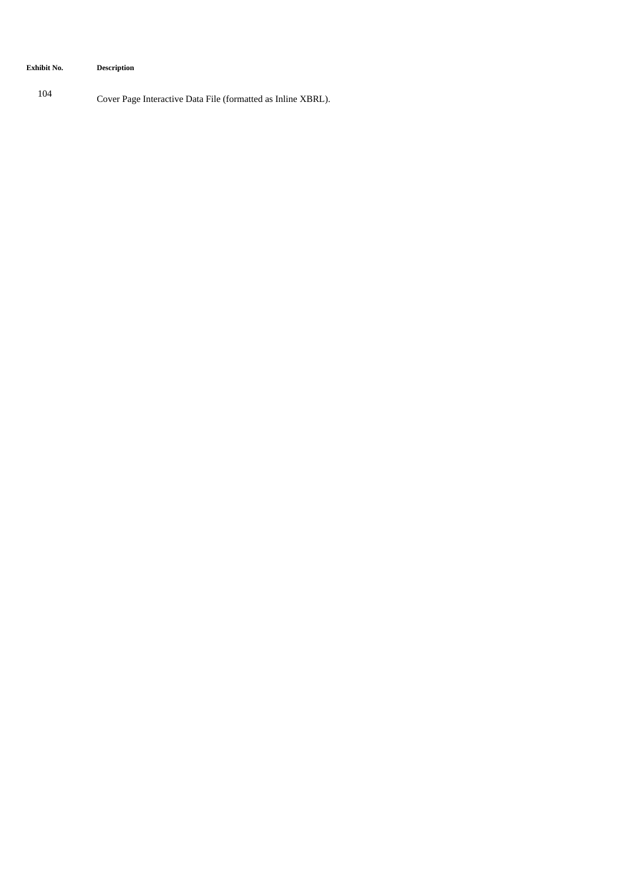| Exhibit No. | Description |
| --- | --- |
| 104 | Cover Page Interactive Data File (formatted as Inline XBRL). |